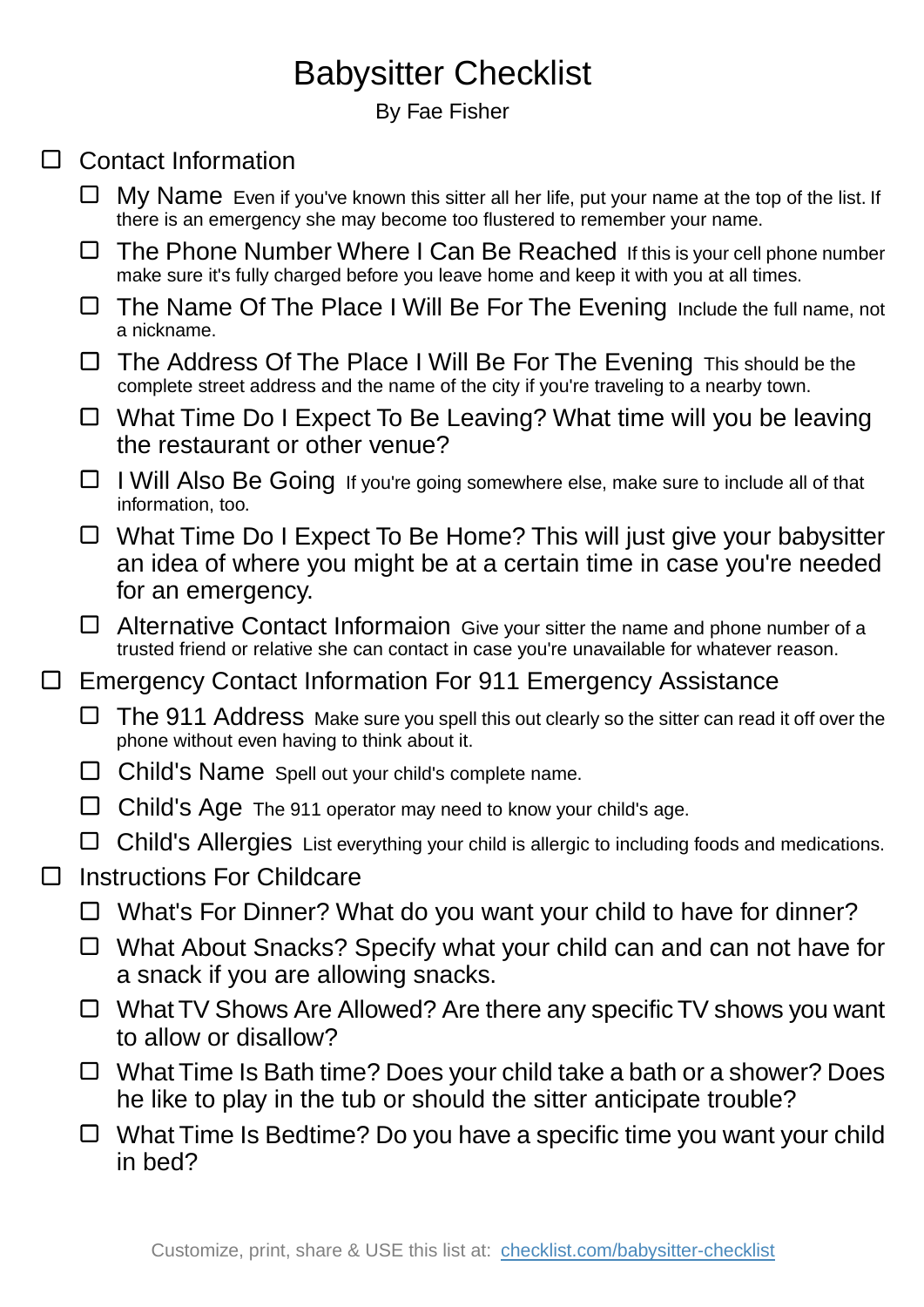# Babysitter Checklist

By Fae Fisher

- [ ] Contact Information
  - [ ] **My Name** Even if you've known this sitter all her life, put your name at the top of the list. If there is an emergency she may become too flustered to remember your name.
  - [ ] **The Phone Number Where I Can Be Reached** If this is your cell phone number make sure it's fully charged before you leave home and keep it with you at all times.
  - [ ] **The Name Of The Place I Will Be For The Evening** Include the full name, not a nickname.
  - [ ] **The Address Of The Place I Will Be For The Evening** This should be the complete street address and the name of the city if you're traveling to a nearby town.
  - [ ] **What Time Do I Expect To Be Leaving?** What time will you be leaving the restaurant or other venue?
  - [ ] **I Will Also Be Going** If you're going somewhere else, make sure to include all of that information, too.
  - [ ] **What Time Do I Expect To Be Home?** This will just give your babysitter an idea of where you might be at a certain time in case you're needed for an emergency.
  - [ ] **Alternative Contact Informaion** Give your sitter the name and phone number of a trusted friend or relative she can contact in case you're unavailable for whatever reason.
- [ ] Emergency Contact Information For 911 Emergency Assistance
  - [ ] **The 911 Address** Make sure you spell this out clearly so the sitter can read it off over the phone without even having to think about it.
  - [ ] **Child's Name** Spell out your child's complete name.
  - [ ] **Child's Age** The 911 operator may need to know your child's age.
  - [ ] **Child's Allergies** List everything your child is allergic to including foods and medications.
- [ ] Instructions For Childcare
  - [ ] **What's For Dinner?** What do you want your child to have for dinner?
  - [ ] **What About Snacks?** Specify what your child can and can not have for a snack if you are allowing snacks.
  - [ ] **What TV Shows Are Allowed?** Are there any specific TV shows you want to allow or disallow?
  - [ ] **What Time Is Bath time?** Does your child take a bath or a shower? Does he like to play in the tub or should the sitter anticipate trouble?
  - [ ] **What Time Is Bedtime?** Do you have a specific time you want your child in bed?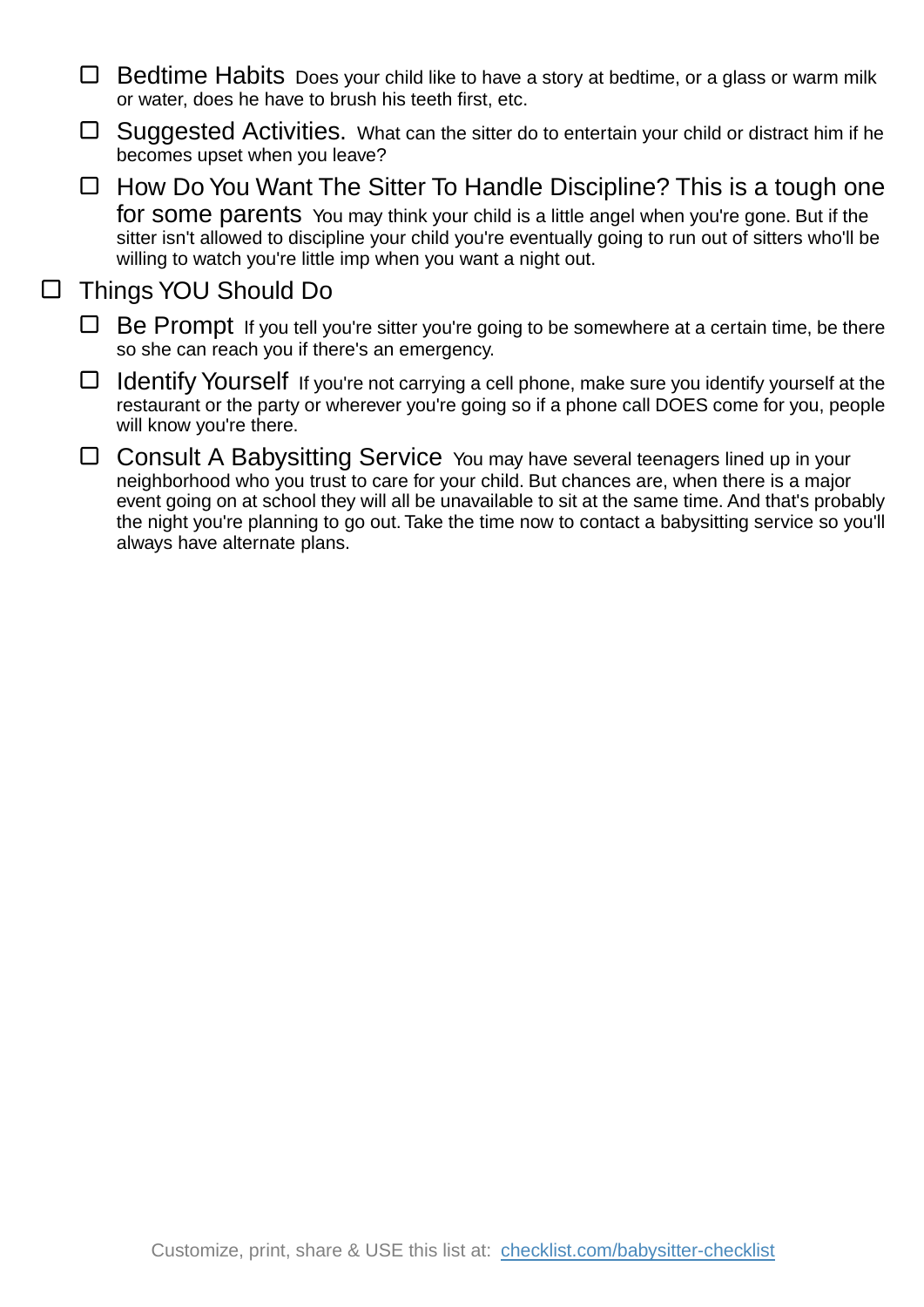- [ ] Bedtime Habits Does your child like to have a story at bedtime, or a glass or warm milk or water, does he have to brush his teeth first, etc.
- [ ] Suggested Activities. What can the sitter do to entertain your child or distract him if he becomes upset when you leave?
- [ ] How Do You Want The Sitter To Handle Discipline? This is a tough one for some parents You may think your child is a little angel when you're gone. But if the sitter isn't allowed to discipline your child you're eventually going to run out of sitters who'll be willing to watch you're little imp when you want a night out.

- [ ] Things YOU Should Do
  - [ ] Be Prompt If you tell you're sitter you're going to be somewhere at a certain time, be there so she can reach you if there's an emergency.
  - [ ] Identify Yourself If you're not carrying a cell phone, make sure you identify yourself at the restaurant or the party or wherever you're going so if a phone call DOES come for you, people will know you're there.
  - [ ] Consult A Babysitting Service You may have several teenagers lined up in your neighborhood who you trust to care for your child. But chances are, when there is a major event going on at school they will all be unavailable to sit at the same time. And that's probably the night you're planning to go out. Take the time now to contact a babysitting service so you'll always have alternate plans.

Customize, print, share & USE this list at: [checklist.com/babysitter-checklist](https://checklist.com/babysitter-checklist)